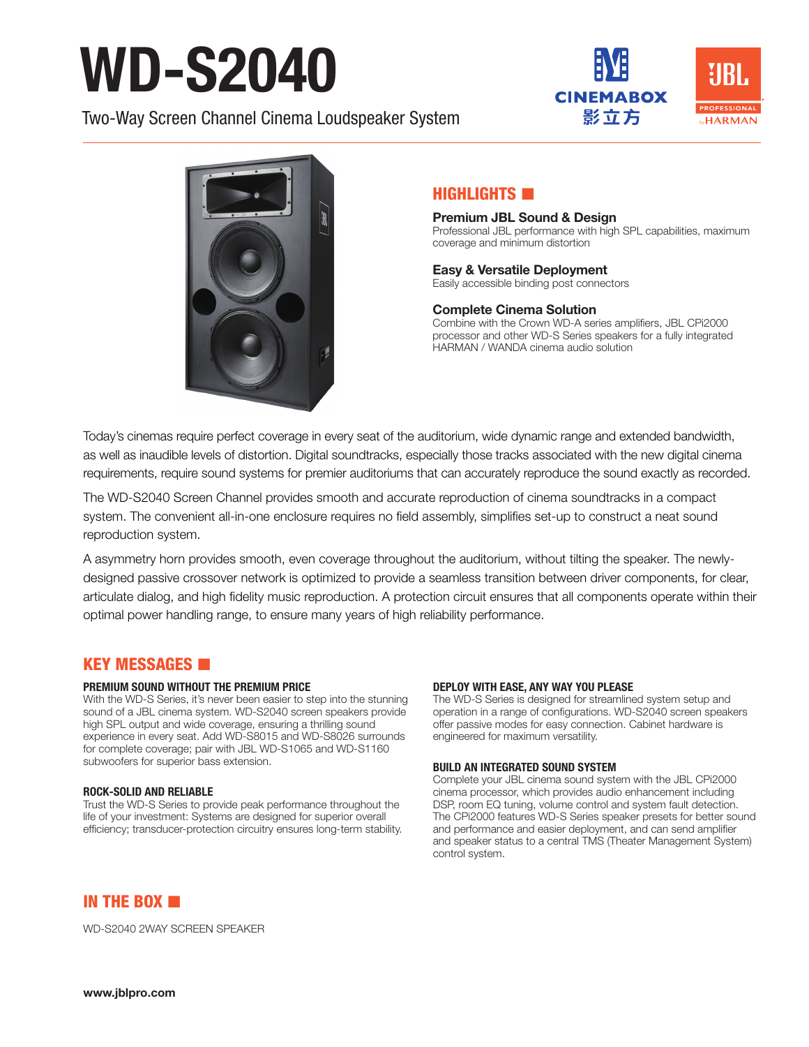# WD-S2040

Two-Way Screen Channel Cinema Loudspeaker System

## HIGHLIGHTS

**Premium JBL Sound & Design**
Professional JBL performance with high SPL capabilities, maximum coverage and minimum distortion

**Easy & Versatile Deployment**
Easily accessible binding post connectors

**Complete Cinema Solution**
Combine with the Crown WD-A series amplifiers, JBL CPi2000 processor and other WD-S Series speakers for a fully integrated HARMAN / WANDA cinema audio solution

Today's cinemas require perfect coverage in every seat of the auditorium, wide dynamic range and extended bandwidth, as well as inaudible levels of distortion. Digital soundtracks, especially those tracks associated with the new digital cinema requirements, require sound systems for premier auditoriums that can accurately reproduce the sound exactly as recorded.

The WD-S2040 Screen Channel provides smooth and accurate reproduction of cinema soundtracks in a compact system. The convenient all-in-one enclosure requires no field assembly, simplifies set-up to construct a neat sound reproduction system.

A asymmetry horn provides smooth, even coverage throughout the auditorium, without tilting the speaker. The newly-designed passive crossover network is optimized to provide a seamless transition between driver components, for clear, articulate dialog, and high fidelity music reproduction. A protection circuit ensures that all components operate within their optimal power handling range, to ensure many years of high reliability performance.

## KEY MESSAGES

### PREMIUM SOUND WITHOUT THE PREMIUM PRICE

With the WD-S Series, it's never been easier to step into the stunning sound of a JBL cinema system. WD-S2040 screen speakers provide high SPL output and wide coverage, ensuring a thrilling sound experience in every seat. Add WD-S8015 and WD-S8026 surrounds for complete coverage; pair with JBL WD-S1065 and WD-S1160 subwoofers for superior bass extension.

### ROCK-SOLID AND RELIABLE

Trust the WD-S Series to provide peak performance throughout the life of your investment: Systems are designed for superior overall efficiency; transducer-protection circuitry ensures long-term stability.

### DEPLOY WITH EASE, ANY WAY YOU PLEASE

The WD-S Series is designed for streamlined system setup and operation in a range of configurations. WD-S2040 screen speakers offer passive modes for easy connection. Cabinet hardware is engineered for maximum versatility.

### BUILD AN INTEGRATED SOUND SYSTEM

Complete your JBL cinema sound system with the JBL CPi2000 cinema processor, which provides audio enhancement including DSP, room EQ tuning, volume control and system fault detection. The CPi2000 features WD-S Series speaker presets for better sound and performance and easier deployment, and can send amplifier and speaker status to a central TMS (Theater Management System) control system.

## IN THE BOX

WD-S2040 2WAY SCREEN SPEAKER

www.jblpro.com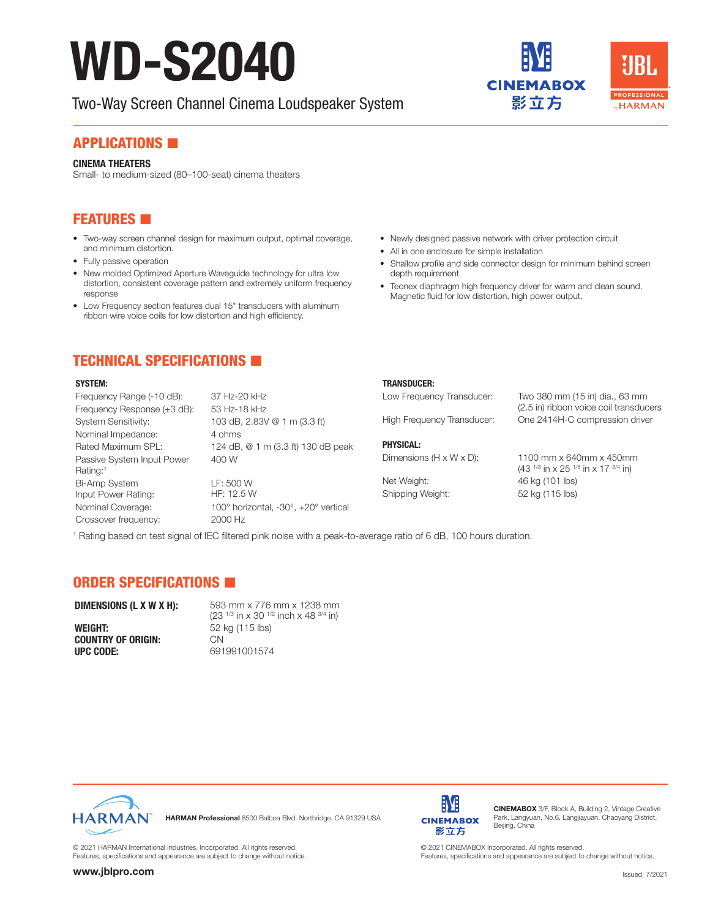# WD-S2040

Two-Way Screen Channel Cinema Loudspeaker System

## APPLICATIONS

**CINEMA THEATERS**
Small- to medium-sized (80–100-seat) cinema theaters

## FEATURES

- Two-way screen channel design for maximum output, optimal coverage, and minimum distortion.
- Fully passive operation
- New molded Optimized Aperture Waveguide technology for ultra low distortion, consistent coverage pattern and extremely uniform frequency response
- Low Frequency section features dual 15" transducers with aluminum ribbon wire voice coils for low distortion and high efficiency.
- Newly designed passive network with driver protection circuit
- All in one enclosure for simple installation
- Shallow profile and side connector design for minimum behind screen depth requirement
- Teonex diaphragm high frequency driver for warm and clean sound. Magnetic fluid for low distortion, high power output.

## TECHNICAL SPECIFICATIONS

**SYSTEM:**

| | |
|---|---|
| Frequency Range (-10 dB): | 37 Hz-20 kHz |
| Frequency Response (±3 dB): | 53 Hz-18 kHz |
| System Sensitivity: | 103 dB, 2.83V @ 1 m (3.3 ft) |
| Nominal Impedance: | 4 ohms |
| Rated Maximum SPL: | 124 dB, @ 1 m (3.3 ft) 130 dB peak |
| Passive System Input Power Rating:[1] | 400 W |
| Bi-Amp System Input Power Rating: | LF: 500 W<br>HF: 12.5 W |
| Nominal Coverage: | 100° horizontal, -30°, +20° vertical |
| Crossover frequency: | 2000 Hz |

**TRANSDUCER:**

| | |
|---|---|
| Low Frequency Transducer: | Two 380 mm (15 in) dia., 63 mm (2.5 in) ribbon voice coil transducers |
| High Frequency Transducer: | One 2414H-C compression driver |

**PHYSICAL:**

| | |
|---|---|
| Dimensions (H x W x D): | 1100 mm x 640mm x 450mm (43 1/3 in x 25 1/5 in x 17 3/4 in) |
| Net Weight: | 46 kg (101 lbs) |
| Shipping Weight: | 52 kg (115 lbs) |

[1] Rating based on test signal of IEC filtered pink noise with a peak-to-average ratio of 6 dB, 100 hours duration.

## ORDER SPECIFICATIONS

| | |
|---|---|
| **DIMENSIONS (L X W X H):** | 593 mm x 776 mm x 1238 mm (23 1/3 in x 30 1/2 inch x 48 3/4 in) |
| **WEIGHT:** | 52 kg (115 lbs) |
| **COUNTRY OF ORIGIN:** | CN |
| **UPC CODE:** | 691991001574 |

**HARMAN Professional** 8500 Balboa Blvd. Northridge, CA 91329 USA

© 2021 HARMAN International Industries, Incorporated. All rights reserved.
Features, specifications and appearance are subject to change without notice.

**CINEMABOX** 3/F, Block A, Building 2, Vintage Creative Park, Langyuan, No.6, Langjiayuan, Chaoyang District, Beijing, China

© 2021 CINEMABOX Incorporated. All rights reserved.
Features, specifications and appearance are subject to change without notice.

**www.jblpro.com**

Issued: 7/2021